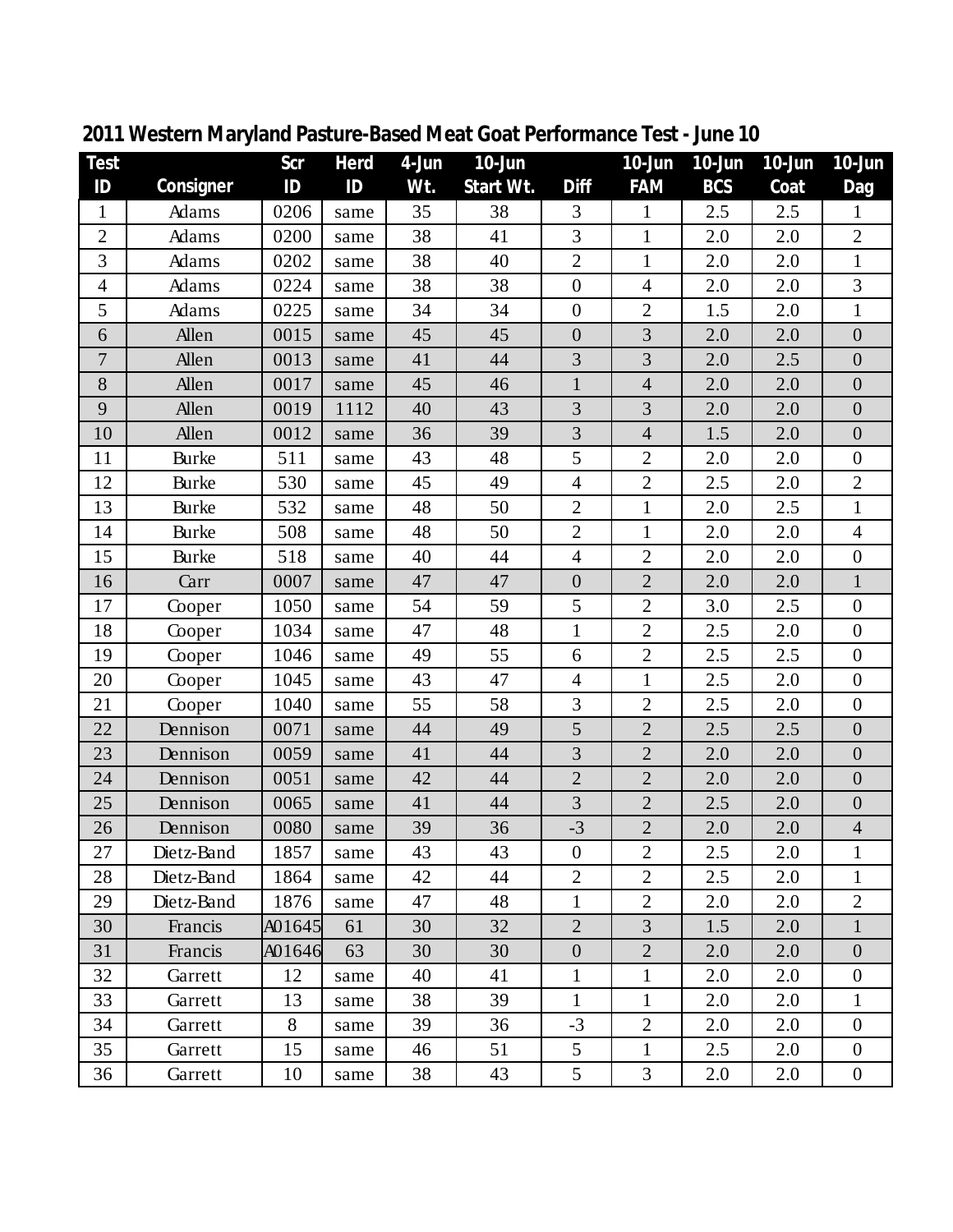# 2011 Western Maryland Pasture-Based Meat Goat Performance Test - June 10

| Test ID | Consigner | Scr ID | Herd ID | 4-Jun Wt. | 10-Jun Start Wt. | Diff | 10-Jun FAM | 10-Jun BCS | 10-Jun Coat | 10-Jun Dag |
|---|---|---|---|---|---|---|---|---|---|---|
| 1 | Adams | 0206 | same | 35 | 38 | 3 | 1 | 2.5 | 2.5 | 1 |
| 2 | Adams | 0200 | same | 38 | 41 | 3 | 1 | 2.0 | 2.0 | 2 |
| 3 | Adams | 0202 | same | 38 | 40 | 2 | 1 | 2.0 | 2.0 | 1 |
| 4 | Adams | 0224 | same | 38 | 38 | 0 | 4 | 2.0 | 2.0 | 3 |
| 5 | Adams | 0225 | same | 34 | 34 | 0 | 2 | 1.5 | 2.0 | 1 |
| 6 | Allen | 0015 | same | 45 | 45 | 0 | 3 | 2.0 | 2.0 | 0 |
| 7 | Allen | 0013 | same | 41 | 44 | 3 | 3 | 2.0 | 2.5 | 0 |
| 8 | Allen | 0017 | same | 45 | 46 | 1 | 4 | 2.0 | 2.0 | 0 |
| 9 | Allen | 0019 | 1112 | 40 | 43 | 3 | 3 | 2.0 | 2.0 | 0 |
| 10 | Allen | 0012 | same | 36 | 39 | 3 | 4 | 1.5 | 2.0 | 0 |
| 11 | Burke | 511 | same | 43 | 48 | 5 | 2 | 2.0 | 2.0 | 0 |
| 12 | Burke | 530 | same | 45 | 49 | 4 | 2 | 2.5 | 2.0 | 2 |
| 13 | Burke | 532 | same | 48 | 50 | 2 | 1 | 2.0 | 2.5 | 1 |
| 14 | Burke | 508 | same | 48 | 50 | 2 | 1 | 2.0 | 2.0 | 4 |
| 15 | Burke | 518 | same | 40 | 44 | 4 | 2 | 2.0 | 2.0 | 0 |
| 16 | Carr | 0007 | same | 47 | 47 | 0 | 2 | 2.0 | 2.0 | 1 |
| 17 | Cooper | 1050 | same | 54 | 59 | 5 | 2 | 3.0 | 2.5 | 0 |
| 18 | Cooper | 1034 | same | 47 | 48 | 1 | 2 | 2.5 | 2.0 | 0 |
| 19 | Cooper | 1046 | same | 49 | 55 | 6 | 2 | 2.5 | 2.5 | 0 |
| 20 | Cooper | 1045 | same | 43 | 47 | 4 | 1 | 2.5 | 2.0 | 0 |
| 21 | Cooper | 1040 | same | 55 | 58 | 3 | 2 | 2.5 | 2.0 | 0 |
| 22 | Dennison | 0071 | same | 44 | 49 | 5 | 2 | 2.5 | 2.5 | 0 |
| 23 | Dennison | 0059 | same | 41 | 44 | 3 | 2 | 2.0 | 2.0 | 0 |
| 24 | Dennison | 0051 | same | 42 | 44 | 2 | 2 | 2.0 | 2.0 | 0 |
| 25 | Dennison | 0065 | same | 41 | 44 | 3 | 2 | 2.5 | 2.0 | 0 |
| 26 | Dennison | 0080 | same | 39 | 36 | -3 | 2 | 2.0 | 2.0 | 4 |
| 27 | Dietz-Band | 1857 | same | 43 | 43 | 0 | 2 | 2.5 | 2.0 | 1 |
| 28 | Dietz-Band | 1864 | same | 42 | 44 | 2 | 2 | 2.5 | 2.0 | 1 |
| 29 | Dietz-Band | 1876 | same | 47 | 48 | 1 | 2 | 2.0 | 2.0 | 2 |
| 30 | Francis | A01645 | 61 | 30 | 32 | 2 | 3 | 1.5 | 2.0 | 1 |
| 31 | Francis | A01646 | 63 | 30 | 30 | 0 | 2 | 2.0 | 2.0 | 0 |
| 32 | Garrett | 12 | same | 40 | 41 | 1 | 1 | 2.0 | 2.0 | 0 |
| 33 | Garrett | 13 | same | 38 | 39 | 1 | 1 | 2.0 | 2.0 | 1 |
| 34 | Garrett | 8 | same | 39 | 36 | -3 | 2 | 2.0 | 2.0 | 0 |
| 35 | Garrett | 15 | same | 46 | 51 | 5 | 1 | 2.5 | 2.0 | 0 |
| 36 | Garrett | 10 | same | 38 | 43 | 5 | 3 | 2.0 | 2.0 | 0 |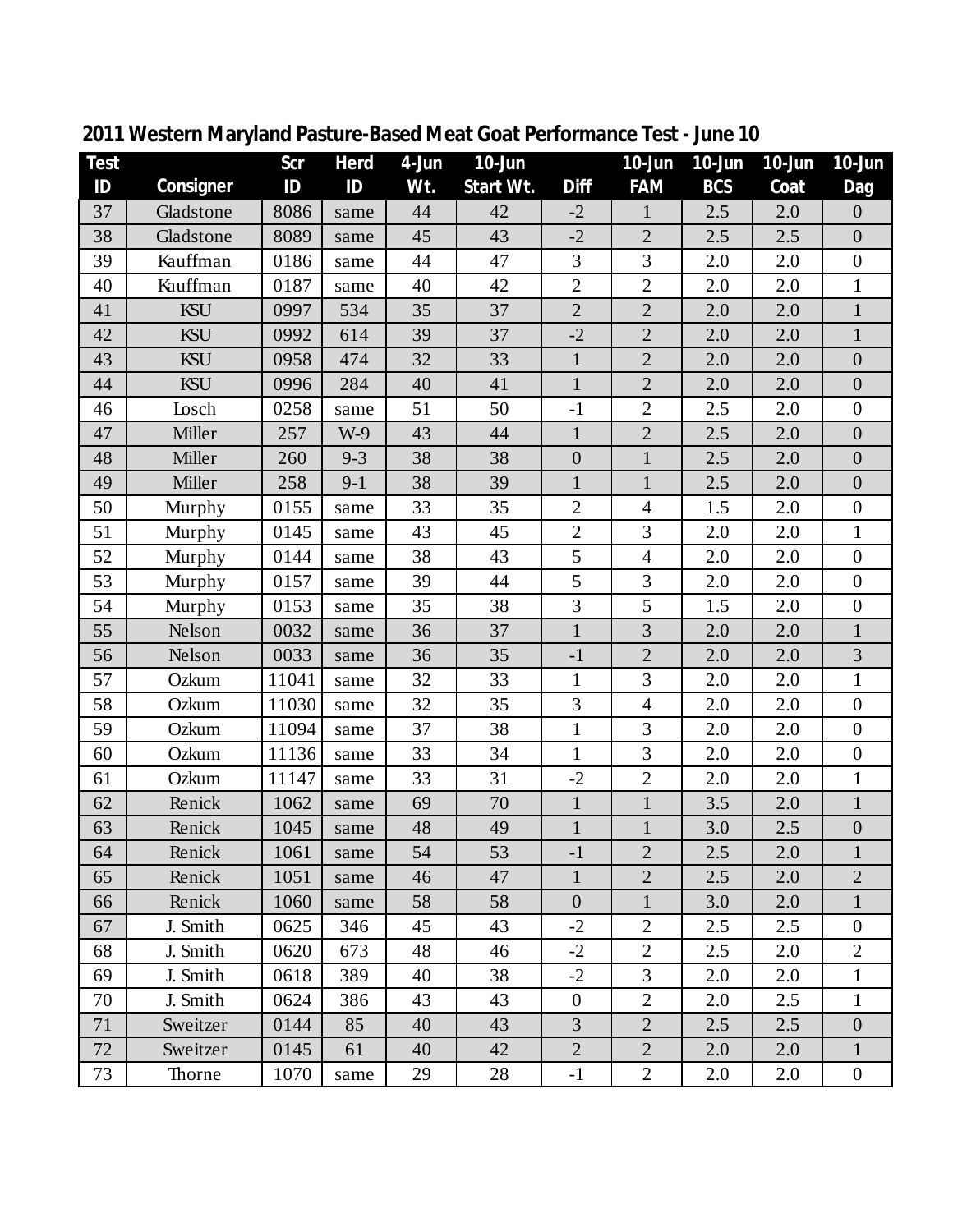## 2011 Western Maryland Pasture-Based Meat Goat Performance Test - June 10

| Test ID | Consigner | Scr ID | Herd ID | 4-Jun Wt. | 10-Jun Start Wt. | Diff | 10-Jun FAM | 10-Jun BCS | 10-Jun Coat | 10-Jun Dag |
|---|---|---|---|---|---|---|---|---|---|---|
| 37 | Gladstone | 8086 | same | 44 | 42 | -2 | 1 | 2.5 | 2.0 | 0 |
| 38 | Gladstone | 8089 | same | 45 | 43 | -2 | 2 | 2.5 | 2.5 | 0 |
| 39 | Kauffman | 0186 | same | 44 | 47 | 3 | 3 | 2.0 | 2.0 | 0 |
| 40 | Kauffman | 0187 | same | 40 | 42 | 2 | 2 | 2.0 | 2.0 | 1 |
| 41 | KSU | 0997 | 534 | 35 | 37 | 2 | 2 | 2.0 | 2.0 | 1 |
| 42 | KSU | 0992 | 614 | 39 | 37 | -2 | 2 | 2.0 | 2.0 | 1 |
| 43 | KSU | 0958 | 474 | 32 | 33 | 1 | 2 | 2.0 | 2.0 | 0 |
| 44 | KSU | 0996 | 284 | 40 | 41 | 1 | 2 | 2.0 | 2.0 | 0 |
| 46 | Losch | 0258 | same | 51 | 50 | -1 | 2 | 2.5 | 2.0 | 0 |
| 47 | Miller | 257 | W-9 | 43 | 44 | 1 | 2 | 2.5 | 2.0 | 0 |
| 48 | Miller | 260 | 9-3 | 38 | 38 | 0 | 1 | 2.5 | 2.0 | 0 |
| 49 | Miller | 258 | 9-1 | 38 | 39 | 1 | 1 | 2.5 | 2.0 | 0 |
| 50 | Murphy | 0155 | same | 33 | 35 | 2 | 4 | 1.5 | 2.0 | 0 |
| 51 | Murphy | 0145 | same | 43 | 45 | 2 | 3 | 2.0 | 2.0 | 1 |
| 52 | Murphy | 0144 | same | 38 | 43 | 5 | 4 | 2.0 | 2.0 | 0 |
| 53 | Murphy | 0157 | same | 39 | 44 | 5 | 3 | 2.0 | 2.0 | 0 |
| 54 | Murphy | 0153 | same | 35 | 38 | 3 | 5 | 1.5 | 2.0 | 0 |
| 55 | Nelson | 0032 | same | 36 | 37 | 1 | 3 | 2.0 | 2.0 | 1 |
| 56 | Nelson | 0033 | same | 36 | 35 | -1 | 2 | 2.0 | 2.0 | 3 |
| 57 | Ozkum | 11041 | same | 32 | 33 | 1 | 3 | 2.0 | 2.0 | 1 |
| 58 | Ozkum | 11030 | same | 32 | 35 | 3 | 4 | 2.0 | 2.0 | 0 |
| 59 | Ozkum | 11094 | same | 37 | 38 | 1 | 3 | 2.0 | 2.0 | 0 |
| 60 | Ozkum | 11136 | same | 33 | 34 | 1 | 3 | 2.0 | 2.0 | 0 |
| 61 | Ozkum | 11147 | same | 33 | 31 | -2 | 2 | 2.0 | 2.0 | 1 |
| 62 | Renick | 1062 | same | 69 | 70 | 1 | 1 | 3.5 | 2.0 | 1 |
| 63 | Renick | 1045 | same | 48 | 49 | 1 | 1 | 3.0 | 2.5 | 0 |
| 64 | Renick | 1061 | same | 54 | 53 | -1 | 2 | 2.5 | 2.0 | 1 |
| 65 | Renick | 1051 | same | 46 | 47 | 1 | 2 | 2.5 | 2.0 | 2 |
| 66 | Renick | 1060 | same | 58 | 58 | 0 | 1 | 3.0 | 2.0 | 1 |
| 67 | J. Smith | 0625 | 346 | 45 | 43 | -2 | 2 | 2.5 | 2.5 | 0 |
| 68 | J. Smith | 0620 | 673 | 48 | 46 | -2 | 2 | 2.5 | 2.0 | 2 |
| 69 | J. Smith | 0618 | 389 | 40 | 38 | -2 | 3 | 2.0 | 2.0 | 1 |
| 70 | J. Smith | 0624 | 386 | 43 | 43 | 0 | 2 | 2.0 | 2.5 | 1 |
| 71 | Sweitzer | 0144 | 85 | 40 | 43 | 3 | 2 | 2.5 | 2.5 | 0 |
| 72 | Sweitzer | 0145 | 61 | 40 | 42 | 2 | 2 | 2.0 | 2.0 | 1 |
| 73 | Thorne | 1070 | same | 29 | 28 | -1 | 2 | 2.0 | 2.0 | 0 |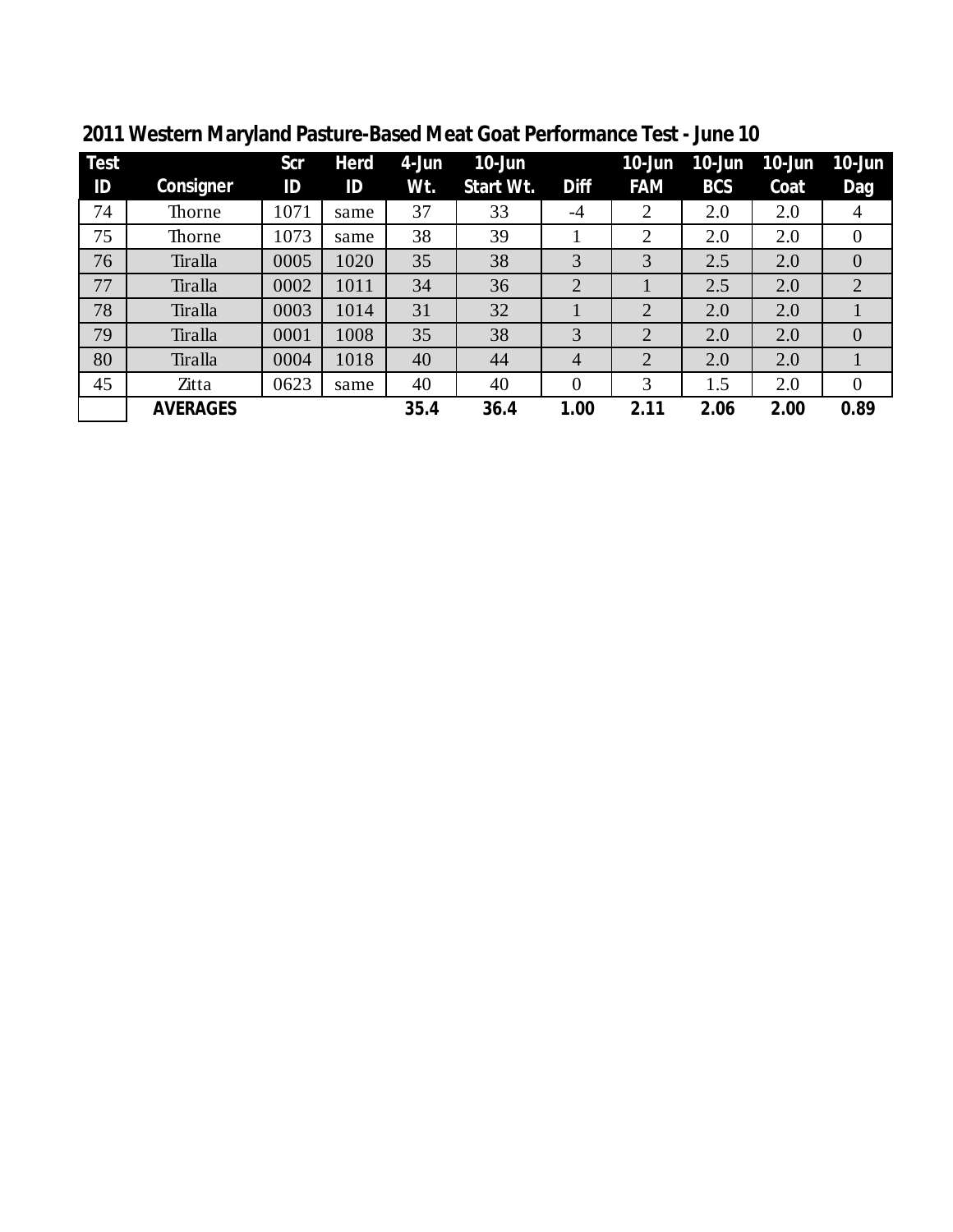## 2011 Western Maryland Pasture-Based Meat Goat Performance Test - June 10

| Test ID | Consigner | Scr ID | Herd ID | 4-Jun Wt. | 10-Jun Start Wt. | Diff | 10-Jun FAM | 10-Jun BCS | 10-Jun Coat | 10-Jun Dag |
|---|---|---|---|---|---|---|---|---|---|---|
| 74 | Thorne | 1071 | same | 37 | 33 | -4 | 2 | 2.0 | 2.0 | 4 |
| 75 | Thorne | 1073 | same | 38 | 39 | 1 | 2 | 2.0 | 2.0 | 0 |
| 76 | Tiralla | 0005 | 1020 | 35 | 38 | 3 | 3 | 2.5 | 2.0 | 0 |
| 77 | Tiralla | 0002 | 1011 | 34 | 36 | 2 | 1 | 2.5 | 2.0 | 2 |
| 78 | Tiralla | 0003 | 1014 | 31 | 32 | 1 | 2 | 2.0 | 2.0 | 1 |
| 79 | Tiralla | 0001 | 1008 | 35 | 38 | 3 | 2 | 2.0 | 2.0 | 0 |
| 80 | Tiralla | 0004 | 1018 | 40 | 44 | 4 | 2 | 2.0 | 2.0 | 1 |
| 45 | Zitta | 0623 | same | 40 | 40 | 0 | 3 | 1.5 | 2.0 | 0 |
| | **AVERAGES** | | | **35.4** | **36.4** | **1.00** | **2.11** | **2.06** | **2.00** | **0.89** |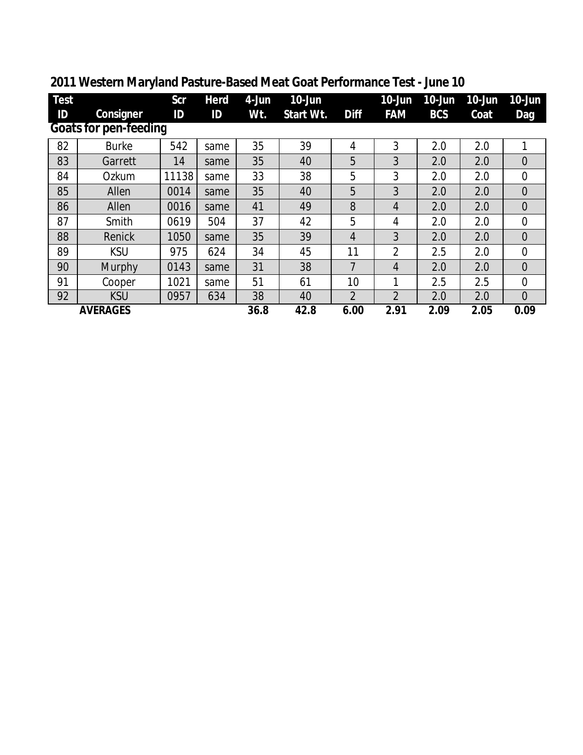## 2011 Western Maryland Pasture-Based Meat Goat Performance Test - June 10

| Test ID | Consigner | Scr ID | Herd ID | 4-Jun Wt. | 10-Jun Start Wt. | Diff | 10-Jun FAM | 10-Jun BCS | 10-Jun Coat | 10-Jun Dag |
|---|---|---|---|---|---|---|---|---|---|---|
| **Goats for pen-feeding** | | | | | | | | | | |
| 82 | Burke | 542 | same | 35 | 39 | 4 | 3 | 2.0 | 2.0 | 1 |
| 83 | Garrett | 14 | same | 35 | 40 | 5 | 3 | 2.0 | 2.0 | 0 |
| 84 | Ozkum | 11138 | same | 33 | 38 | 5 | 3 | 2.0 | 2.0 | 0 |
| 85 | Allen | 0014 | same | 35 | 40 | 5 | 3 | 2.0 | 2.0 | 0 |
| 86 | Allen | 0016 | same | 41 | 49 | 8 | 4 | 2.0 | 2.0 | 0 |
| 87 | Smith | 0619 | 504 | 37 | 42 | 5 | 4 | 2.0 | 2.0 | 0 |
| 88 | Renick | 1050 | same | 35 | 39 | 4 | 3 | 2.0 | 2.0 | 0 |
| 89 | KSU | 975 | 624 | 34 | 45 | 11 | 2 | 2.5 | 2.0 | 0 |
| 90 | Murphy | 0143 | same | 31 | 38 | 7 | 4 | 2.0 | 2.0 | 0 |
| 91 | Cooper | 1021 | same | 51 | 61 | 10 | 1 | 2.5 | 2.5 | 0 |
| 92 | KSU | 0957 | 634 | 38 | 40 | 2 | 2 | 2.0 | 2.0 | 0 |
| **AVERAGES** | | | | **36.8** | **42.8** | **6.00** | **2.91** | **2.09** | **2.05** | **0.09** |